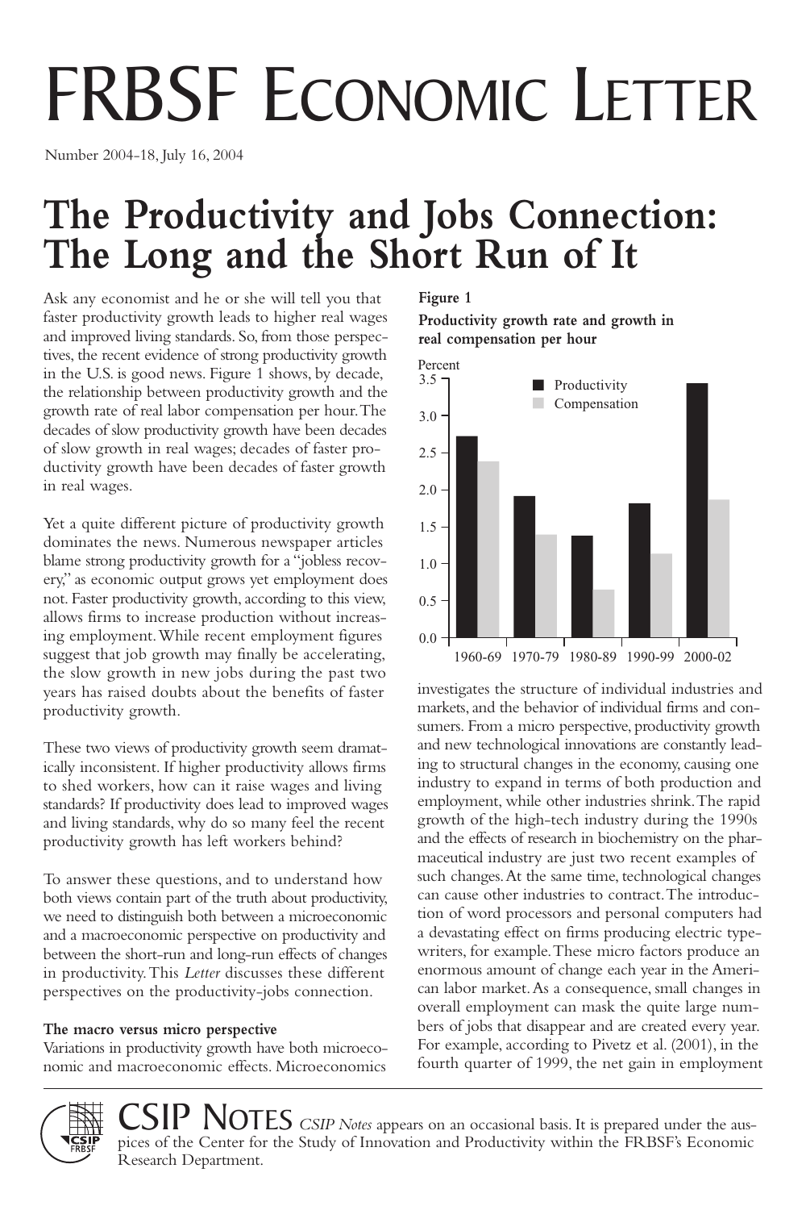# FRBSF Economic Letter

Number 2004-18, July 16, 2004

# The Productivity and Jobs Connection: The Long and the Short Run of It

Ask any economist and he or she will tell you that faster productivity growth leads to higher real wages and improved living standards. So, from those perspectives, the recent evidence of strong productivity growth in the U.S. is good news. Figure 1 shows, by decade, the relationship between productivity growth and the growth rate of real labor compensation per hour. The decades of slow productivity growth have been decades of slow growth in real wages; decades of faster productivity growth have been decades of faster growth in real wages.

Yet a quite different picture of productivity growth dominates the news. Numerous newspaper articles blame strong productivity growth for a "jobless recovery," as economic output grows yet employment does not. Faster productivity growth, according to this view, allows firms to increase production without increasing employment. While recent employment figures suggest that job growth may finally be accelerating, the slow growth in new jobs during the past two years has raised doubts about the benefits of faster productivity growth.

These two views of productivity growth seem dramatically inconsistent. If higher productivity allows firms to shed workers, how can it raise wages and living standards? If productivity does lead to improved wages and living standards, why do so many feel the recent productivity growth has left workers behind?

To answer these questions, and to understand how both views contain part of the truth about productivity, we need to distinguish both between a microeconomic and a macroeconomic perspective on productivity and between the short-run and long-run effects of changes in productivity. This *Letter* discusses these different perspectives on the productivity-jobs connection.

**Figure 1**

**Productivity growth rate and growth in real compensation per hour**

| Period | Productivity (Percent) | Compensation (Percent) |
|---|---|---|
| 1960-69 | 2.7 | 2.4 |
| 1970-79 | 1.9 | 1.4 |
| 1980-89 | 1.4 | 0.6 |
| 1990-99 | 1.8 | 1.1 |
| 2000-02 | 3.4 | 1.9 |

### The macro versus micro perspective

Variations in productivity growth have both microeconomic and macroeconomic effects. Microeconomics investigates the structure of individual industries and markets, and the behavior of individual firms and consumers. From a micro perspective, productivity growth and new technological innovations are constantly leading to structural changes in the economy, causing one industry to expand in terms of both production and employment, while other industries shrink. The rapid growth of the high-tech industry during the 1990s and the effects of research in biochemistry on the pharmaceutical industry are just two recent examples of such changes. At the same time, technological changes can cause other industries to contract. The introduction of word processors and personal computers had a devastating effect on firms producing electric typewriters, for example. These micro factors produce an enormous amount of change each year in the American labor market. As a consequence, small changes in overall employment can mask the quite large numbers of jobs that disappear and are created every year. For example, according to Pivetz et al. (2001), in the fourth quarter of 1999, the net gain in employment

CSIP NOTES *CSIP Notes* appears on an occasional basis. It is prepared under the auspices of the Center for the Study of Innovation and Productivity within the FRBSF's Economic Research Department.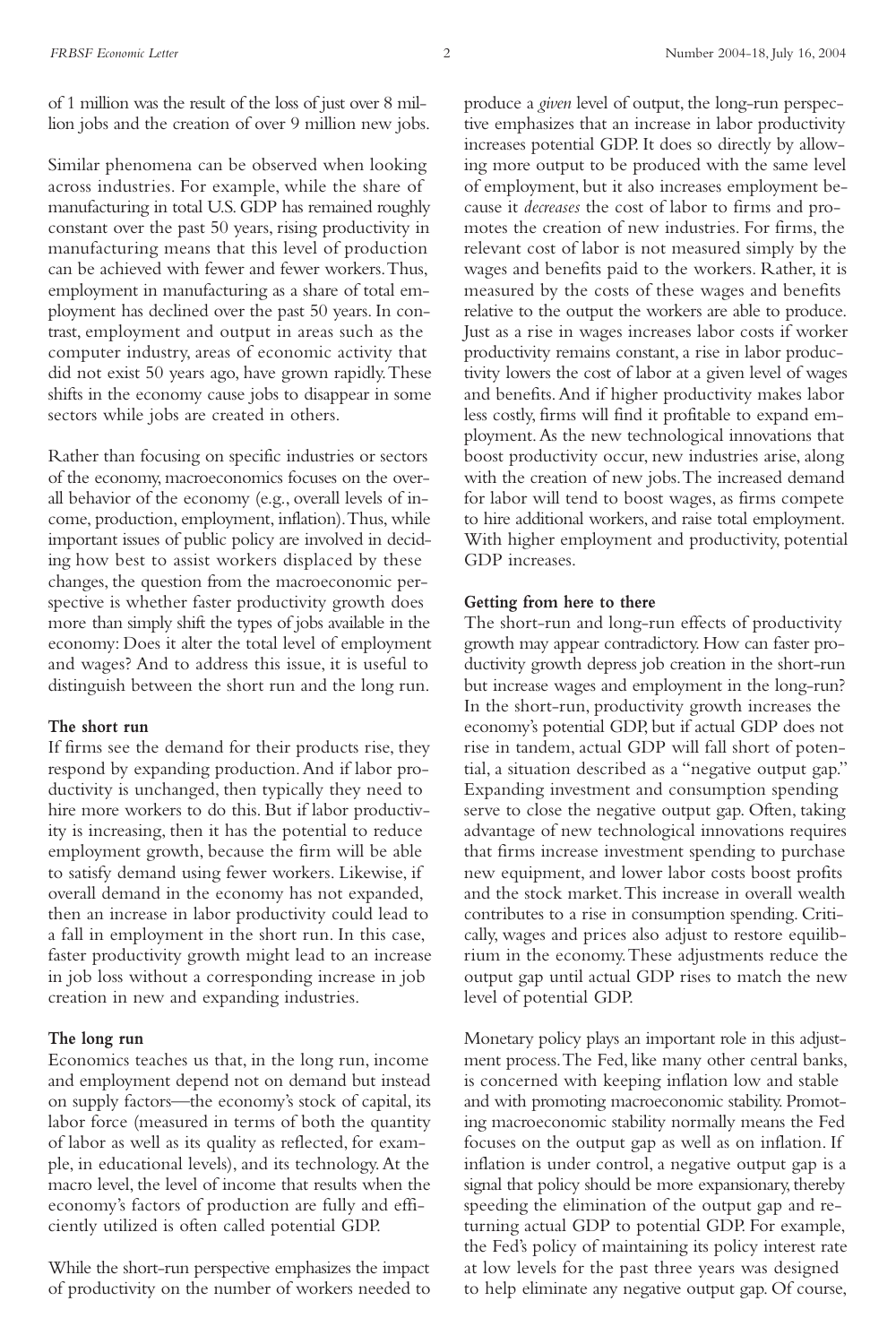of 1 million was the result of the loss of just over 8 million jobs and the creation of over 9 million new jobs.

Similar phenomena can be observed when looking across industries. For example, while the share of manufacturing in total U.S. GDP has remained roughly constant over the past 50 years, rising productivity in manufacturing means that this level of production can be achieved with fewer and fewer workers. Thus, employment in manufacturing as a share of total employment has declined over the past 50 years. In contrast, employment and output in areas such as the computer industry, areas of economic activity that did not exist 50 years ago, have grown rapidly. These shifts in the economy cause jobs to disappear in some sectors while jobs are created in others.

Rather than focusing on specific industries or sectors of the economy, macroeconomics focuses on the overall behavior of the economy (e.g., overall levels of income, production, employment, inflation). Thus, while important issues of public policy are involved in deciding how best to assist workers displaced by these changes, the question from the macroeconomic perspective is whether faster productivity growth does more than simply shift the types of jobs available in the economy: Does it alter the total level of employment and wages? And to address this issue, it is useful to distinguish between the short run and the long run.

**The short run**

If firms see the demand for their products rise, they respond by expanding production. And if labor productivity is unchanged, then typically they need to hire more workers to do this. But if labor productivity is increasing, then it has the potential to reduce employment growth, because the firm will be able to satisfy demand using fewer workers. Likewise, if overall demand in the economy has not expanded, then an increase in labor productivity could lead to a fall in employment in the short run. In this case, faster productivity growth might lead to an increase in job loss without a corresponding increase in job creation in new and expanding industries.

**The long run**

Economics teaches us that, in the long run, income and employment depend not on demand but instead on supply factors—the economy's stock of capital, its labor force (measured in terms of both the quantity of labor as well as its quality as reflected, for example, in educational levels), and its technology. At the macro level, the level of income that results when the economy's factors of production are fully and efficiently utilized is often called potential GDP.

While the short-run perspective emphasizes the impact of productivity on the number of workers needed to produce a *given* level of output, the long-run perspective emphasizes that an increase in labor productivity increases potential GDP. It does so directly by allowing more output to be produced with the same level of employment, but it also increases employment because it *decreases* the cost of labor to firms and promotes the creation of new industries. For firms, the relevant cost of labor is not measured simply by the wages and benefits paid to the workers. Rather, it is measured by the costs of these wages and benefits relative to the output the workers are able to produce. Just as a rise in wages increases labor costs if worker productivity remains constant, a rise in labor productivity lowers the cost of labor at a given level of wages and benefits. And if higher productivity makes labor less costly, firms will find it profitable to expand employment. As the new technological innovations that boost productivity occur, new industries arise, along with the creation of new jobs. The increased demand for labor will tend to boost wages, as firms compete to hire additional workers, and raise total employment. With higher employment and productivity, potential GDP increases.

**Getting from here to there**

The short-run and long-run effects of productivity growth may appear contradictory. How can faster productivity growth depress job creation in the short-run but increase wages and employment in the long-run? In the short-run, productivity growth increases the economy's potential GDP, but if actual GDP does not rise in tandem, actual GDP will fall short of potential, a situation described as a "negative output gap." Expanding investment and consumption spending serve to close the negative output gap. Often, taking advantage of new technological innovations requires that firms increase investment spending to purchase new equipment, and lower labor costs boost profits and the stock market. This increase in overall wealth contributes to a rise in consumption spending. Critically, wages and prices also adjust to restore equilibrium in the economy. These adjustments reduce the output gap until actual GDP rises to match the new level of potential GDP.

Monetary policy plays an important role in this adjustment process. The Fed, like many other central banks, is concerned with keeping inflation low and stable and with promoting macroeconomic stability. Promoting macroeconomic stability normally means the Fed focuses on the output gap as well as on inflation. If inflation is under control, a negative output gap is a signal that policy should be more expansionary, thereby speeding the elimination of the output gap and returning actual GDP to potential GDP. For example, the Fed's policy of maintaining its policy interest rate at low levels for the past three years was designed to help eliminate any negative output gap. Of course,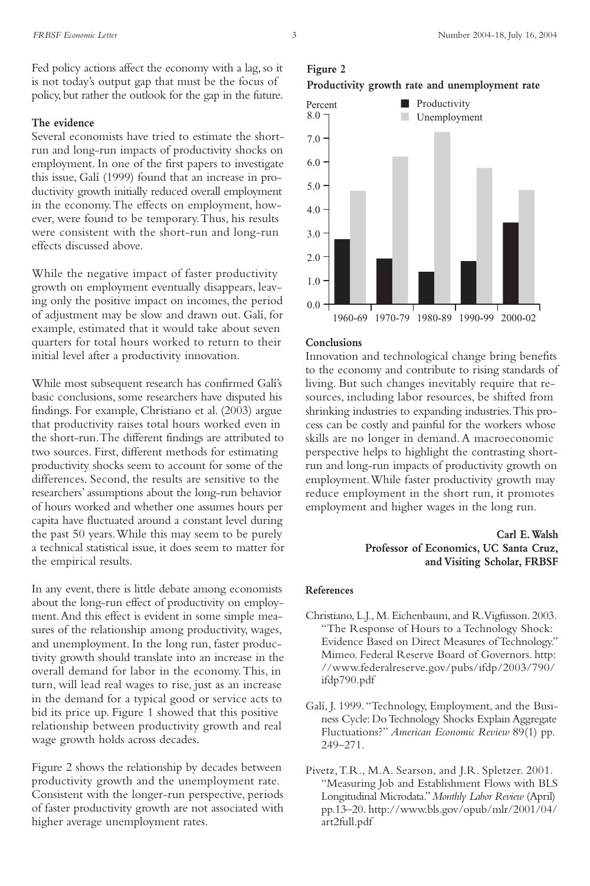Fed policy actions affect the economy with a lag, so it is not today's output gap that must be the focus of policy, but rather the outlook for the gap in the future.

**The evidence**

Several economists have tried to estimate the short-run and long-run impacts of productivity shocks on employment. In one of the first papers to investigate this issue, Galí (1999) found that an increase in productivity growth initially reduced overall employment in the economy. The effects on employment, however, were found to be temporary. Thus, his results were consistent with the short-run and long-run effects discussed above.

While the negative impact of faster productivity growth on employment eventually disappears, leaving only the positive impact on incomes, the period of adjustment may be slow and drawn out. Galí, for example, estimated that it would take about seven quarters for total hours worked to return to their initial level after a productivity innovation.

While most subsequent research has confirmed Galí's basic conclusions, some researchers have disputed his findings. For example, Christiano et al. (2003) argue that productivity raises total hours worked even in the short-run. The different findings are attributed to two sources. First, different methods for estimating productivity shocks seem to account for some of the differences. Second, the results are sensitive to the researchers' assumptions about the long-run behavior of hours worked and whether one assumes hours per capita have fluctuated around a constant level during the past 50 years. While this may seem to be purely a technical statistical issue, it does seem to matter for the empirical results.

In any event, there is little debate among economists about the long-run effect of productivity on employment. And this effect is evident in some simple measures of the relationship among productivity, wages, and unemployment. In the long run, faster productivity growth should translate into an increase in the overall demand for labor in the economy. This, in turn, will lead real wages to rise, just as an increase in the demand for a typical good or service acts to bid its price up. Figure 1 showed that this positive relationship between productivity growth and real wage growth holds across decades.

Figure 2 shows the relationship by decades between productivity growth and the unemployment rate. Consistent with the longer-run perspective, periods of faster productivity growth are not associated with higher average unemployment rates.

**Figure 2**
**Productivity growth rate and unemployment rate**

| Percent | 1960-69 | 1970-79 | 1980-89 | 1990-99 | 2000-02 |
|---|---|---|---|---|---|
| Productivity | 2.7 | 1.9 | 1.3 | 1.8 | 3.4 |
| Unemployment | 4.8 | 6.2 | 7.3 | 5.7 | 4.8 |

**Conclusions**

Innovation and technological change bring benefits to the economy and contribute to rising standards of living. But such changes inevitably require that resources, including labor resources, be shifted from shrinking industries to expanding industries. This process can be costly and painful for the workers whose skills are no longer in demand. A macroeconomic perspective helps to highlight the contrasting short-run and long-run impacts of productivity growth on employment. While faster productivity growth may reduce employment in the short run, it promotes employment and higher wages in the long run.

**Carl E. Walsh**
**Professor of Economics, UC Santa Cruz, and Visiting Scholar, FRBSF**

**References**

Christiano, L.J., M. Eichenbaum, and R. Vigfusson. 2003. "The Response of Hours to a Technology Shock: Evidence Based on Direct Measures of Technology." Mimeo. Federal Reserve Board of Governors. http://www.federalreserve.gov/pubs/ifdp/2003/790/ifdp790.pdf

Galí, J. 1999. "Technology, Employment, and the Business Cycle: Do Technology Shocks Explain Aggregate Fluctuations?" *American Economic Review* 89(1) pp. 249–271.

Pivetz, T.R., M.A. Searson, and J.R. Spletzer. 2001. "Measuring Job and Establishment Flows with BLS Longitudinal Microdata." *Monthly Labor Review* (April) pp.13–20. http://www.bls.gov/opub/mlr/2001/04/art2full.pdf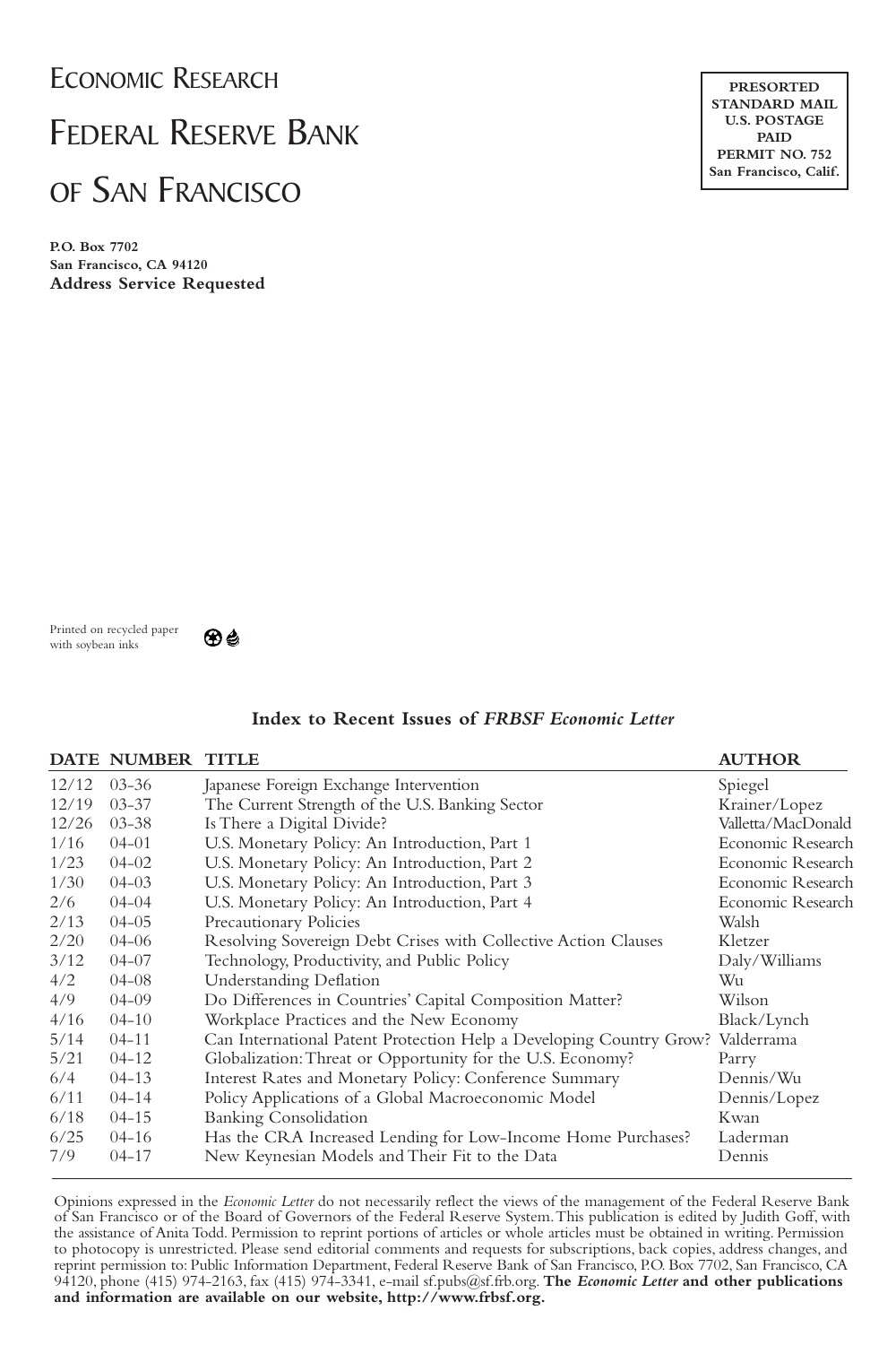# ECONOMIC RESEARCH

# FEDERAL RESERVE BANK OF SAN FRANCISCO

**P.O. Box 7702**
**San Francisco, CA 94120**
**Address Service Requested**

**PRESORTED STANDARD MAIL U.S. POSTAGE PAID PERMIT NO. 752 San Francisco, Calif.**

Printed on recycled paper with soybean inks

### Index to Recent Issues of *FRBSF Economic Letter*

| DATE | NUMBER | TITLE | AUTHOR |
|---|---|---|---|
| 12/12 | 03-36 | Japanese Foreign Exchange Intervention | Spiegel |
| 12/19 | 03-37 | The Current Strength of the U.S. Banking Sector | Krainer/Lopez |
| 12/26 | 03-38 | Is There a Digital Divide? | Valletta/MacDonald |
| 1/16 | 04-01 | U.S. Monetary Policy: An Introduction, Part 1 | Economic Research |
| 1/23 | 04-02 | U.S. Monetary Policy: An Introduction, Part 2 | Economic Research |
| 1/30 | 04-03 | U.S. Monetary Policy: An Introduction, Part 3 | Economic Research |
| 2/6 | 04-04 | U.S. Monetary Policy: An Introduction, Part 4 | Economic Research |
| 2/13 | 04-05 | Precautionary Policies | Walsh |
| 2/20 | 04-06 | Resolving Sovereign Debt Crises with Collective Action Clauses | Kletzer |
| 3/12 | 04-07 | Technology, Productivity, and Public Policy | Daly/Williams |
| 4/2 | 04-08 | Understanding Deflation | Wu |
| 4/9 | 04-09 | Do Differences in Countries' Capital Composition Matter? | Wilson |
| 4/16 | 04-10 | Workplace Practices and the New Economy | Black/Lynch |
| 5/14 | 04-11 | Can International Patent Protection Help a Developing Country Grow? | Valderrama |
| 5/21 | 04-12 | Globalization: Threat or Opportunity for the U.S. Economy? | Parry |
| 6/4 | 04-13 | Interest Rates and Monetary Policy: Conference Summary | Dennis/Wu |
| 6/11 | 04-14 | Policy Applications of a Global Macroeconomic Model | Dennis/Lopez |
| 6/18 | 04-15 | Banking Consolidation | Kwan |
| 6/25 | 04-16 | Has the CRA Increased Lending for Low-Income Home Purchases? | Laderman |
| 7/9 | 04-17 | New Keynesian Models and Their Fit to the Data | Dennis |

Opinions expressed in the *Economic Letter* do not necessarily reflect the views of the management of the Federal Reserve Bank of San Francisco or of the Board of Governors of the Federal Reserve System. This publication is edited by Judith Goff, with the assistance of Anita Todd. Permission to reprint portions of articles or whole articles must be obtained in writing. Permission to photocopy is unrestricted. Please send editorial comments and requests for subscriptions, back copies, address changes, and reprint permission to: Public Information Department, Federal Reserve Bank of San Francisco, P.O. Box 7702, San Francisco, CA 94120, phone (415) 974-2163, fax (415) 974-3341, e-mail sf.pubs@sf.frb.org. **The *Economic Letter* and other publications and information are available on our website, http://www.frbsf.org.**